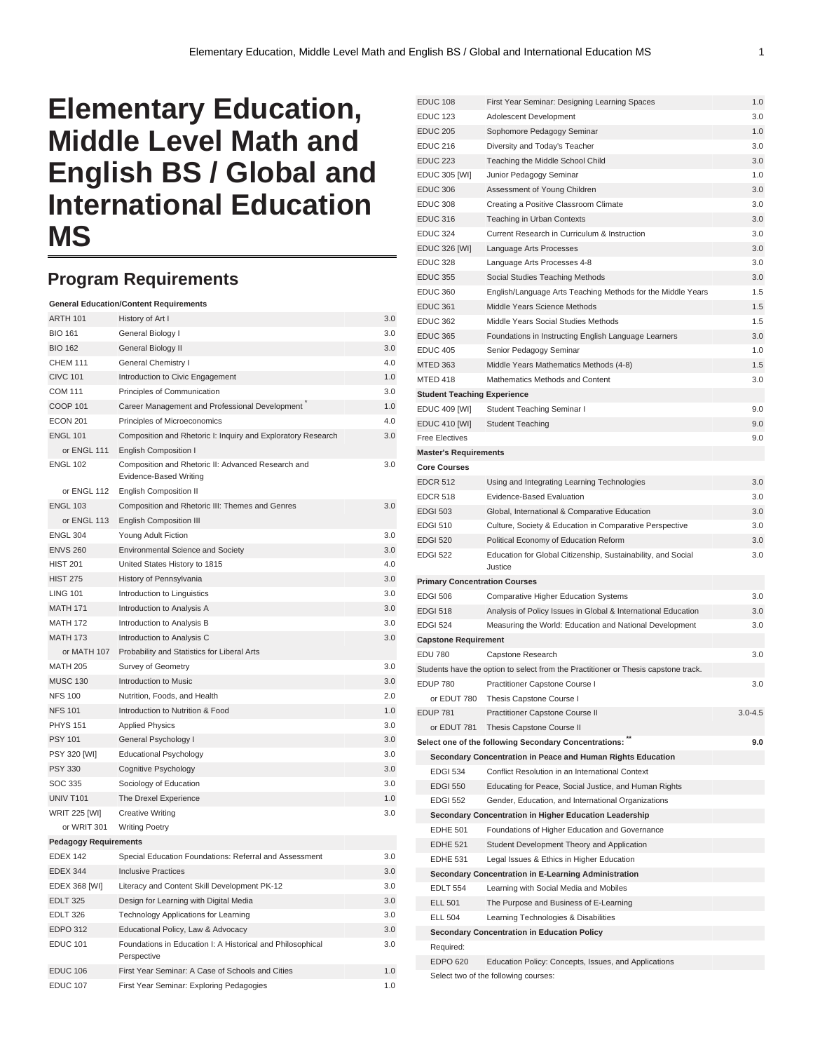# Elementary Education, Middle Level Math and English BS / Global and International Education MS

## Program Requirements

| Course | Title | Credits |
|---|---|---|
| **General Education/Content Requirements** | | |
| ARTH 101 | History of Art I | 3.0 |
| BIO 161 | General Biology I | 3.0 |
| BIO 162 | General Biology II | 3.0 |
| CHEM 111 | General Chemistry I | 4.0 |
| CIVC 101 | Introduction to Civic Engagement | 1.0 |
| COM 111 | Principles of Communication | 3.0 |
| COOP 101 | Career Management and Professional Development * | 1.0 |
| ECON 201 | Principles of Microeconomics | 4.0 |
| ENGL 101 | Composition and Rhetoric I: Inquiry and Exploratory Research | 3.0 |
| or ENGL 111 | English Composition I | |
| ENGL 102 | Composition and Rhetoric II: Advanced Research and Evidence-Based Writing | 3.0 |
| or ENGL 112 | English Composition II | |
| ENGL 103 | Composition and Rhetoric III: Themes and Genres | 3.0 |
| or ENGL 113 | English Composition III | |
| ENGL 304 | Young Adult Fiction | 3.0 |
| ENVS 260 | Environmental Science and Society | 3.0 |
| HIST 201 | United States History to 1815 | 4.0 |
| HIST 275 | History of Pennsylvania | 3.0 |
| LING 101 | Introduction to Linguistics | 3.0 |
| MATH 171 | Introduction to Analysis A | 3.0 |
| MATH 172 | Introduction to Analysis B | 3.0 |
| MATH 173 | Introduction to Analysis C | 3.0 |
| or MATH 107 | Probability and Statistics for Liberal Arts | |
| MATH 205 | Survey of Geometry | 3.0 |
| MUSC 130 | Introduction to Music | 3.0 |
| NFS 100 | Nutrition, Foods, and Health | 2.0 |
| NFS 101 | Introduction to Nutrition & Food | 1.0 |
| PHYS 151 | Applied Physics | 3.0 |
| PSY 101 | General Psychology I | 3.0 |
| PSY 320 [WI] | Educational Psychology | 3.0 |
| PSY 330 | Cognitive Psychology | 3.0 |
| SOC 335 | Sociology of Education | 3.0 |
| UNIV T101 | The Drexel Experience | 1.0 |
| WRIT 225 [WI] | Creative Writing | 3.0 |
| or WRIT 301 | Writing Poetry | |
| **Pedagogy Requirements** | | |
| EDEX 142 | Special Education Foundations: Referral and Assessment | 3.0 |
| EDEX 344 | Inclusive Practices | 3.0 |
| EDEX 368 [WI] | Literacy and Content Skill Development PK-12 | 3.0 |
| EDLT 325 | Design for Learning with Digital Media | 3.0 |
| EDLT 326 | Technology Applications for Learning | 3.0 |
| EDPO 312 | Educational Policy, Law & Advocacy | 3.0 |
| EDUC 101 | Foundations in Education I: A Historical and Philosophical Perspective | 3.0 |
| EDUC 106 | First Year Seminar: A Case of Schools and Cities | 1.0 |
| EDUC 107 | First Year Seminar: Exploring Pedagogies | 1.0 |
| EDUC 108 | First Year Seminar: Designing Learning Spaces | 1.0 |
| EDUC 123 | Adolescent Development | 3.0 |
| EDUC 205 | Sophomore Pedagogy Seminar | 1.0 |
| EDUC 216 | Diversity and Today's Teacher | 3.0 |
| EDUC 223 | Teaching the Middle School Child | 3.0 |
| EDUC 305 [WI] | Junior Pedagogy Seminar | 1.0 |
| EDUC 306 | Assessment of Young Children | 3.0 |
| EDUC 308 | Creating a Positive Classroom Climate | 3.0 |
| EDUC 316 | Teaching in Urban Contexts | 3.0 |
| EDUC 324 | Current Research in Curriculum & Instruction | 3.0 |
| EDUC 326 [WI] | Language Arts Processes | 3.0 |
| EDUC 328 | Language Arts Processes 4-8 | 3.0 |
| EDUC 355 | Social Studies Teaching Methods | 3.0 |
| EDUC 360 | English/Language Arts Teaching Methods for the Middle Years | 1.5 |
| EDUC 361 | Middle Years Science Methods | 1.5 |
| EDUC 362 | Middle Years Social Studies Methods | 1.5 |
| EDUC 365 | Foundations in Instructing English Language Learners | 3.0 |
| EDUC 405 | Senior Pedagogy Seminar | 1.0 |
| MTED 363 | Middle Years Mathematics Methods (4-8) | 1.5 |
| MTED 418 | Mathematics Methods and Content | 3.0 |
| **Student Teaching Experience** | | |
| EDUC 409 [WI] | Student Teaching Seminar I | 9.0 |
| EDUC 410 [WI] | Student Teaching | 9.0 |
| Free Electives | | 9.0 |
| **Master's Requirements** | | |
| **Core Courses** | | |
| EDCR 512 | Using and Integrating Learning Technologies | 3.0 |
| EDCR 518 | Evidence-Based Evaluation | 3.0 |
| EDGI 503 | Global, International & Comparative Education | 3.0 |
| EDGI 510 | Culture, Society & Education in Comparative Perspective | 3.0 |
| EDGI 520 | Political Economy of Education Reform | 3.0 |
| EDGI 522 | Education for Global Citizenship, Sustainability, and Social Justice | 3.0 |
| **Primary Concentration Courses** | | |
| EDGI 506 | Comparative Higher Education Systems | 3.0 |
| EDGI 518 | Analysis of Policy Issues in Global & International Education | 3.0 |
| EDGI 524 | Measuring the World: Education and National Development | 3.0 |
| **Capstone Requirement** | | |
| EDU 780 | Capstone Research | 3.0 |
| Students have the option to select from the Practitioner or Thesis capstone track. | | |
| EDUP 780 | Practitioner Capstone Course I | 3.0 |
| or EDUT 780 | Thesis Capstone Course I | |
| EDUP 781 | Practitioner Capstone Course II | 3.0-4.5 |
| or EDUT 781 | Thesis Capstone Course II | |
| **Select one of the following Secondary Concentrations: \*\*** | | **9.0** |
| **Secondary Concentration in Peace and Human Rights Education** | | |
| EDGI 534 | Conflict Resolution in an International Context | |
| EDGI 550 | Educating for Peace, Social Justice, and Human Rights | |
| EDGI 552 | Gender, Education, and International Organizations | |
| **Secondary Concentration in Higher Education Leadership** | | |
| EDHE 501 | Foundations of Higher Education and Governance | |
| EDHE 521 | Student Development Theory and Application | |
| EDHE 531 | Legal Issues & Ethics in Higher Education | |
| **Secondary Concentration in E-Learning Administration** | | |
| EDLT 554 | Learning with Social Media and Mobiles | |
| ELL 501 | The Purpose and Business of E-Learning | |
| ELL 504 | Learning Technologies & Disabilities | |
| **Secondary Concentration in Education Policy** | | |
| Required: | | |
| EDPO 620 | Education Policy: Concepts, Issues, and Applications | |
| Select two of the following courses: | | |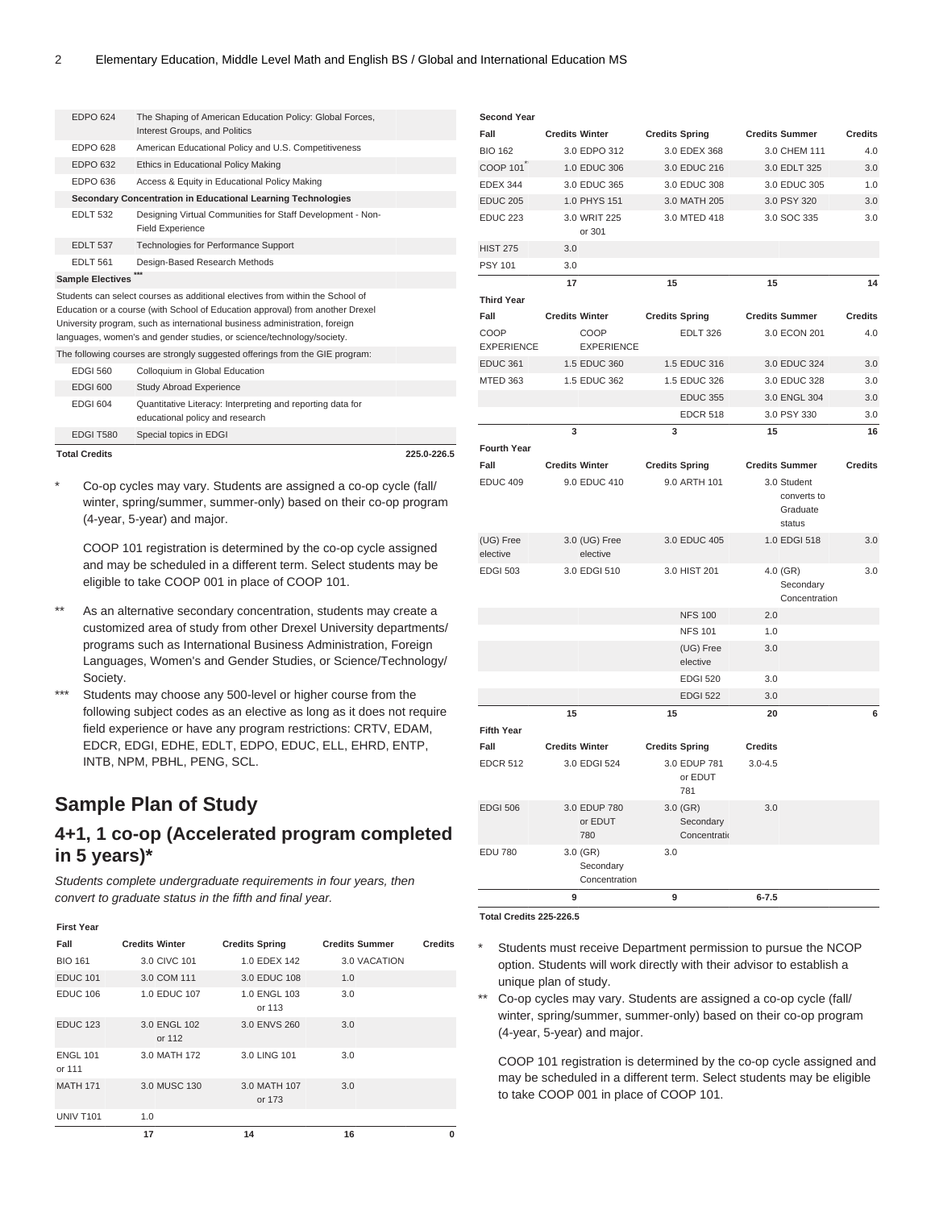| | | |
|---|---|---|
| EDPO 624 | The Shaping of American Education Policy: Global Forces, Interest Groups, and Politics | |
| EDPO 628 | American Educational Policy and U.S. Competitiveness | |
| EDPO 632 | Ethics in Educational Policy Making | |
| EDPO 636 | Access & Equity in Educational Policy Making | |
| **Secondary Concentration in Educational Learning Technologies** | | |
| EDLT 532 | Designing Virtual Communities for Staff Development - Non-Field Experience | |
| EDLT 537 | Technologies for Performance Support | |
| EDLT 561 | Design-Based Research Methods | |
| **Sample Electives** *** | | |
| Students can select courses as additional electives from within the School of Education or a course (with School of Education approval) from another Drexel University program, such as international business administration, foreign languages, women's and gender studies, or science/technology/society. | | |
| The following courses are strongly suggested offerings from the GIE program: | | |
| EDGI 560 | Colloquium in Global Education | |
| EDGI 600 | Study Abroad Experience | |
| EDGI 604 | Quantitative Literacy: Interpreting and reporting data for educational policy and research | |
| EDGI T580 | Special topics in EDGI | |
| **Total Credits** | | **225.0-226.5** |

\* Co-op cycles may vary. Students are assigned a co-op cycle (fall/winter, spring/summer, summer-only) based on their co-op program (4-year, 5-year) and major.

COOP 101 registration is determined by the co-op cycle assigned and may be scheduled in a different term. Select students may be eligible to take COOP 001 in place of COOP 101.

\*\* As an alternative secondary concentration, students may create a customized area of study from other Drexel University departments/programs such as International Business Administration, Foreign Languages, Women's and Gender Studies, or Science/Technology/Society.

\*\*\* Students may choose any 500-level or higher course from the following subject codes as an elective as long as it does not require field experience or have any program restrictions: CRTV, EDAM, EDCR, EDGI, EDHE, EDLT, EDPO, EDUC, ELL, EHRD, ENTP, INTB, NPM, PBHL, PENG, SCL.

## Sample Plan of Study

### 4+1, 1 co-op (Accelerated program completed in 5 years)*

*Students complete undergraduate requirements in four years, then convert to graduate status in the fifth and final year.*

**First Year**

| Fall | Credits | Winter | Credits | Spring | Credits | Summer | Credits |
|---|---|---|---|---|---|---|---|
| BIO 161 | 3.0 | CIVC 101 | 1.0 | EDEX 142 | 3.0 | VACATION | |
| EDUC 101 | 3.0 | COM 111 | 3.0 | EDUC 108 | 1.0 | | |
| EDUC 106 | 1.0 | EDUC 107 | 1.0 | ENGL 103 or 113 | 3.0 | | |
| EDUC 123 | 3.0 | ENGL 102 or 112 | 3.0 | ENVS 260 | 3.0 | | |
| ENGL 101 or 111 | 3.0 | MATH 172 | 3.0 | LING 101 | 3.0 | | |
| MATH 171 | 3.0 | MUSC 130 | 3.0 | MATH 107 or 173 | 3.0 | | |
| UNIV T101 | 1.0 | | | | | | |
| | 17 | | 14 | | 16 | | 0 |

**Second Year**

| Fall | Credits | Winter | Credits | Spring | Credits | Summer | Credits |
|---|---|---|---|---|---|---|---|
| BIO 162 | 3.0 | EDPO 312 | 3.0 | EDEX 368 | 3.0 | CHEM 111 | 4.0 |
| COOP 101* | 1.0 | EDUC 306 | 3.0 | EDUC 216 | 3.0 | EDLT 325 | 3.0 |
| EDEX 344 | 3.0 | EDUC 365 | 3.0 | EDUC 308 | 3.0 | EDUC 305 | 1.0 |
| EDUC 205 | 1.0 | PHYS 151 | 3.0 | MATH 205 | 3.0 | PSY 320 | 3.0 |
| EDUC 223 | 3.0 | WRIT 225 or 301 | 3.0 | MTED 418 | 3.0 | SOC 335 | 3.0 |
| HIST 275 | 3.0 | | | | | | |
| PSY 101 | 3.0 | | | | | | |
| | 17 | | 15 | | 15 | | 14 |

**Third Year**

| Fall | Credits | Winter | Credits | Spring | Credits | Summer | Credits |
|---|---|---|---|---|---|---|---|
| COOP EXPERIENCE | | COOP EXPERIENCE | | EDLT 326 | 3.0 | ECON 201 | 4.0 |
| EDUC 361 | 1.5 | EDUC 360 | 1.5 | EDUC 316 | 3.0 | EDUC 324 | 3.0 |
| MTED 363 | 1.5 | EDUC 362 | 1.5 | EDUC 326 | 3.0 | EDUC 328 | 3.0 |
| | | | | EDUC 355 | 3.0 | ENGL 304 | 3.0 |
| | | | | EDCR 518 | 3.0 | PSY 330 | 3.0 |
| | 3 | | 3 | | 15 | | 16 |

**Fourth Year**

| Fall | Credits | Winter | Credits | Spring | Credits | Summer | Credits |
|---|---|---|---|---|---|---|---|
| EDUC 409 | 9.0 | EDUC 410 | 9.0 | ARTH 101 | 3.0 | Student converts to Graduate status | |
| (UG) Free elective | 3.0 | (UG) Free elective | 3.0 | EDUC 405 | 1.0 | EDGI 518 | 3.0 |
| EDGI 503 | 3.0 | EDGI 510 | 3.0 | HIST 201 | 4.0 | (GR) Secondary Concentration | 3.0 |
| | | | | NFS 100 | 2.0 | | |
| | | | | NFS 101 | 1.0 | | |
| | | | | (UG) Free elective | 3.0 | | |
| | | | | EDGI 520 | 3.0 | | |
| | | | | EDGI 522 | 3.0 | | |
| | 15 | | 15 | | 20 | | 6 |

**Fifth Year**

| Fall | Credits | Winter | Credits | Spring | Credits |
|---|---|---|---|---|---|
| EDCR 512 | 3.0 | EDGI 524 | 3.0 | EDUP 781 or EDUT 781 | 3.0-4.5 |
| EDGI 506 | 3.0 | EDUP 780 or EDUT 780 | 3.0 | (GR) Secondary Concentration | 3.0 |
| EDU 780 | 3.0 | (GR) Secondary Concentration | 3.0 | | |
| | 9 | | 9 | | 6-7.5 |

**Total Credits 225-226.5**

\* Students must receive Department permission to pursue the NCOP option. Students will work directly with their advisor to establish a unique plan of study.

\*\* Co-op cycles may vary. Students are assigned a co-op cycle (fall/winter, spring/summer, summer-only) based on their co-op program (4-year, 5-year) and major.

COOP 101 registration is determined by the co-op cycle assigned and may be scheduled in a different term. Select students may be eligible to take COOP 001 in place of COOP 101.